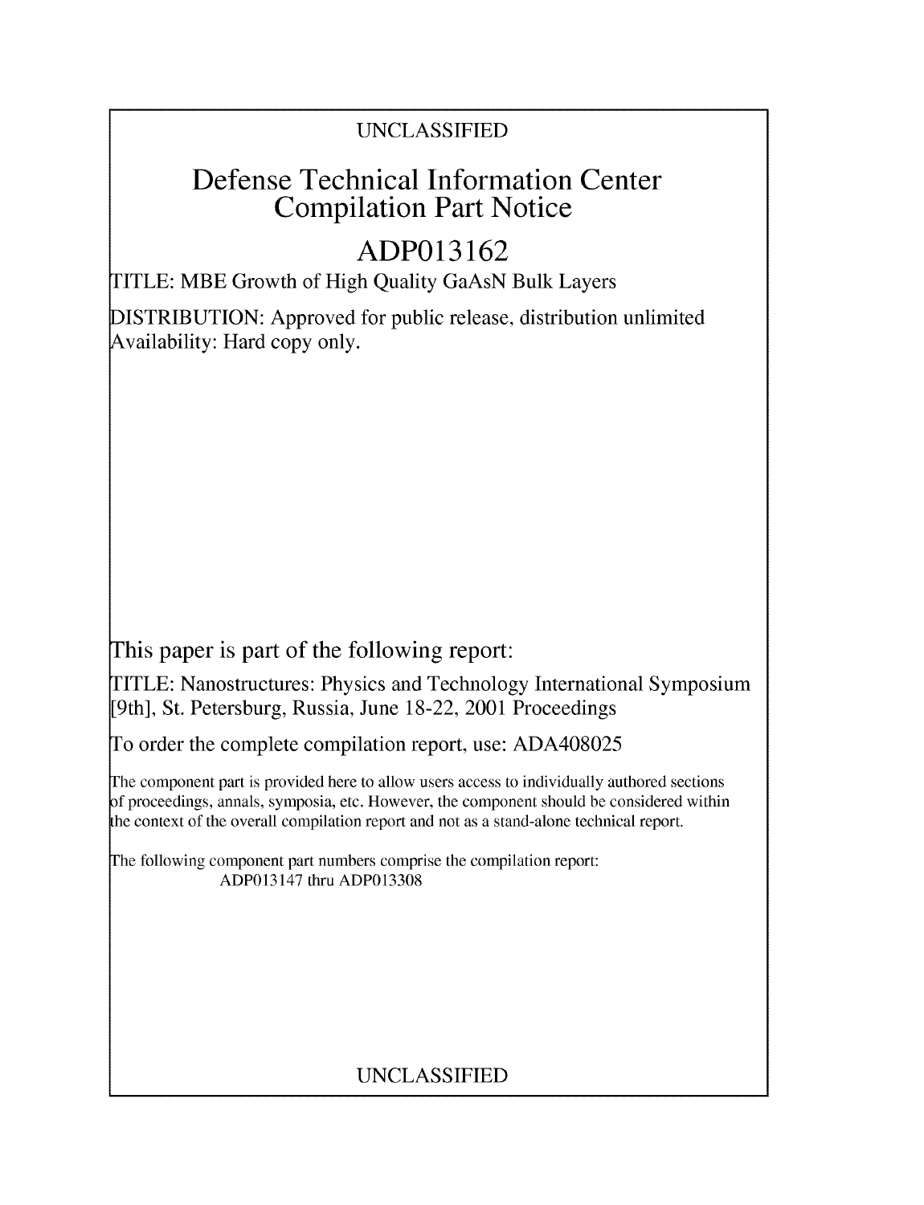UNCLASSIFIED

# Defense Technical Information Center Compilation Part Notice

## ADP013162

TITLE: MBE Growth of High Quality GaAsN Bulk Layers

DISTRIBUTION: Approved for public release, distribution unlimited
Availability: Hard copy only.

This paper is part of the following report:

TITLE: Nanostructures: Physics and Technology International Symposium [9th], St. Petersburg, Russia, June 18-22, 2001 Proceedings

To order the complete compilation report, use: ADA408025

The component part is provided here to allow users access to individually authored sections of proceedings, annals, symposia, etc. However, the component should be considered within the context of the overall compilation report and not as a stand-alone technical report.

The following component part numbers comprise the compilation report:
ADP013147 thru ADP013308

UNCLASSIFIED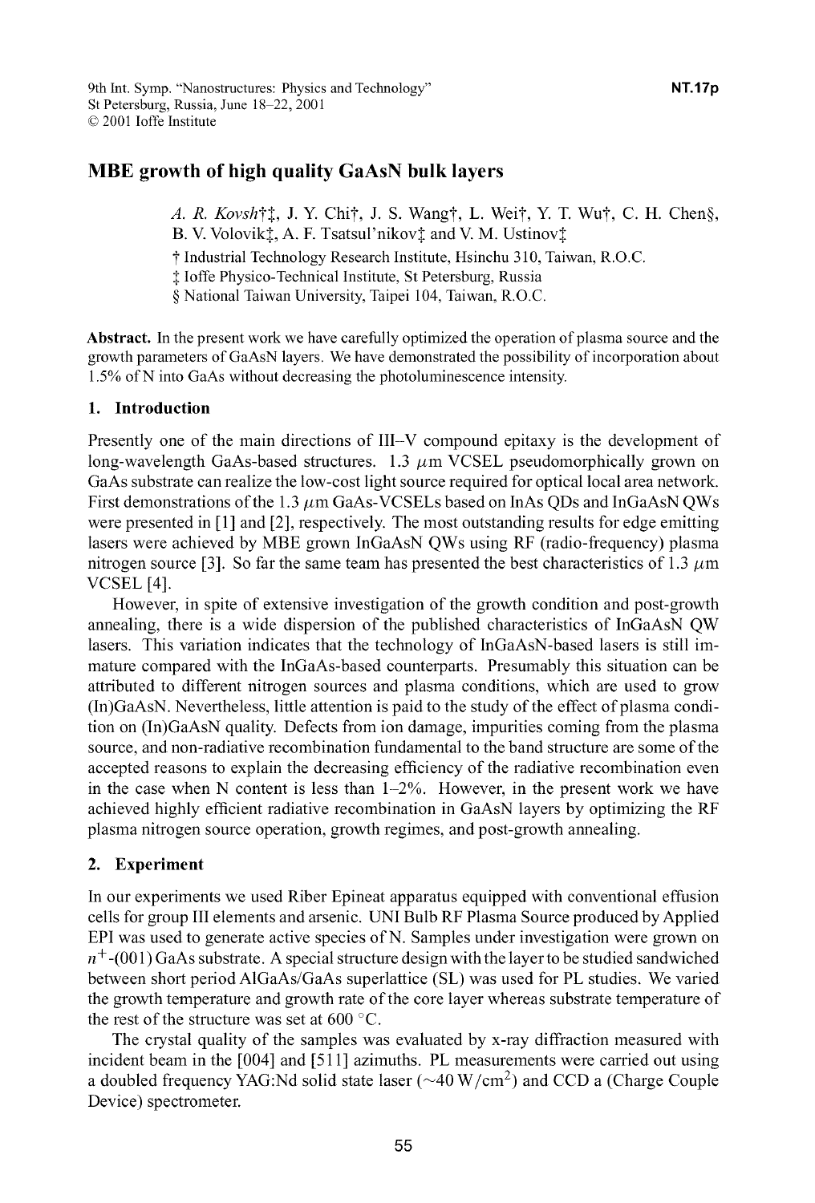# MBE growth of high quality GaAsN bulk layers

*A. R. Kovsh*†‡, J. Y. Chi†, J. S. Wang†, L. Wei†, Y. T. Wu†, C. H. Chen§, B. V. Volovik‡, A. F. Tsatsul'nikov‡ and V. M. Ustinov‡

† Industrial Technology Research Institute, Hsinchu 310, Taiwan, R.O.C.
‡ Ioffe Physico-Technical Institute, St Petersburg, Russia
§ National Taiwan University, Taipei 104, Taiwan, R.O.C.

**Abstract.** In the present work we have carefully optimized the operation of plasma source and the growth parameters of GaAsN layers. We have demonstrated the possibility of incorporation about 1.5% of N into GaAs without decreasing the photoluminescence intensity.

## 1. Introduction

Presently one of the main directions of III–V compound epitaxy is the development of long-wavelength GaAs-based structures. 1.3 $\mu$m VCSEL pseudomorphically grown on GaAs substrate can realize the low-cost light source required for optical local area network. First demonstrations of the 1.3 $\mu$m GaAs-VCSELs based on InAs QDs and InGaAsN QWs were presented in [1] and [2], respectively. The most outstanding results for edge emitting lasers were achieved by MBE grown InGaAsN QWs using RF (radio-frequency) plasma nitrogen source [3]. So far the same team has presented the best characteristics of 1.3 $\mu$m VCSEL [4].

However, in spite of extensive investigation of the growth condition and post-growth annealing, there is a wide dispersion of the published characteristics of InGaAsN QW lasers. This variation indicates that the technology of InGaAsN-based lasers is still immature compared with the InGaAs-based counterparts. Presumably this situation can be attributed to different nitrogen sources and plasma conditions, which are used to grow (In)GaAsN. Nevertheless, little attention is paid to the study of the effect of plasma condition on (In)GaAsN quality. Defects from ion damage, impurities coming from the plasma source, and non-radiative recombination fundamental to the band structure are some of the accepted reasons to explain the decreasing efficiency of the radiative recombination even in the case when N content is less than 1–2%. However, in the present work we have achieved highly efficient radiative recombination in GaAsN layers by optimizing the RF plasma nitrogen source operation, growth regimes, and post-growth annealing.

## 2. Experiment

In our experiments we used Riber Epineat apparatus equipped with conventional effusion cells for group III elements and arsenic. UNI Bulb RF Plasma Source produced by Applied EPI was used to generate active species of N. Samples under investigation were grown on $n^+$-(001) GaAs substrate. A special structure design with the layer to be studied sandwiched between short period AlGaAs/GaAs superlattice (SL) was used for PL studies. We varied the growth temperature and growth rate of the core layer whereas substrate temperature of the rest of the structure was set at 600 °C.

The crystal quality of the samples was evaluated by x-ray diffraction measured with incident beam in the [004] and [511] azimuths. PL measurements were carried out using a doubled frequency YAG:Nd solid state laser (~40 W/cm$^2$) and CCD a (Charge Couple Device) spectrometer.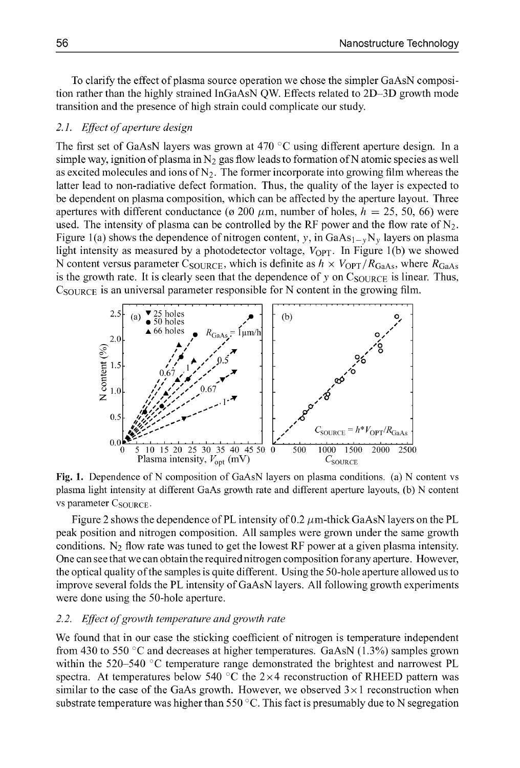To clarify the effect of plasma source operation we chose the simpler GaAsN composition rather than the highly strained InGaAsN QW. Effects related to 2D–3D growth mode transition and the presence of high strain could complicate our study.

### 2.1. *Effect of aperture design*

The first set of GaAsN layers was grown at 470 °C using different aperture design. In a simple way, ignition of plasma in $N_2$ gas flow leads to formation of N atomic species as well as excited molecules and ions of $N_2$. The former incorporate into growing film whereas the latter lead to non-radiative defect formation. Thus, the quality of the layer is expected to be dependent on plasma composition, which can be affected by the aperture layout. Three apertures with different conductance (ø 200 $\mu$m, number of holes, $h$ = 25, 50, 66) were used. The intensity of plasma can be controlled by the RF power and the flow rate of $N_2$. Figure 1(a) shows the dependence of nitrogen content, $y$, in $GaAs_{1-y}N_y$ layers on plasma light intensity as measured by a photodetector voltage, $V_{OPT}$. In Figure 1(b) we showed N content versus parameter $C_{SOURCE}$, which is definite as $h \times V_{OPT}/R_{GaAs}$, where $R_{GaAs}$ is the growth rate. It is clearly seen that the dependence of $y$ on $C_{SOURCE}$ is linear. Thus, $C_{SOURCE}$ is an universal parameter responsible for N content in the growing film.

**Fig. 1.** Dependence of N composition of GaAsN layers on plasma conditions. (a) N content vs plasma light intensity at different GaAs growth rate and different aperture layouts, (b) N content vs parameter $C_{SOURCE}$.

Figure 2 shows the dependence of PL intensity of 0.2 $\mu$m-thick GaAsN layers on the PL peak position and nitrogen composition. All samples were grown under the same growth conditions. $N_2$ flow rate was tuned to get the lowest RF power at a given plasma intensity. One can see that we can obtain the required nitrogen composition for any aperture. However, the optical quality of the samples is quite different. Using the 50-hole aperture allowed us to improve several folds the PL intensity of GaAsN layers. All following growth experiments were done using the 50-hole aperture.

### 2.2. *Effect of growth temperature and growth rate*

We found that in our case the sticking coefficient of nitrogen is temperature independent from 430 to 550 °C and decreases at higher temperatures. GaAsN (1.3%) samples grown within the 520–540 °C temperature range demonstrated the brightest and narrowest PL spectra. At temperatures below 540 °C the 2×4 reconstruction of RHEED pattern was similar to the case of the GaAs growth. However, we observed 3×1 reconstruction when substrate temperature was higher than 550 °C. This fact is presumably due to N segregation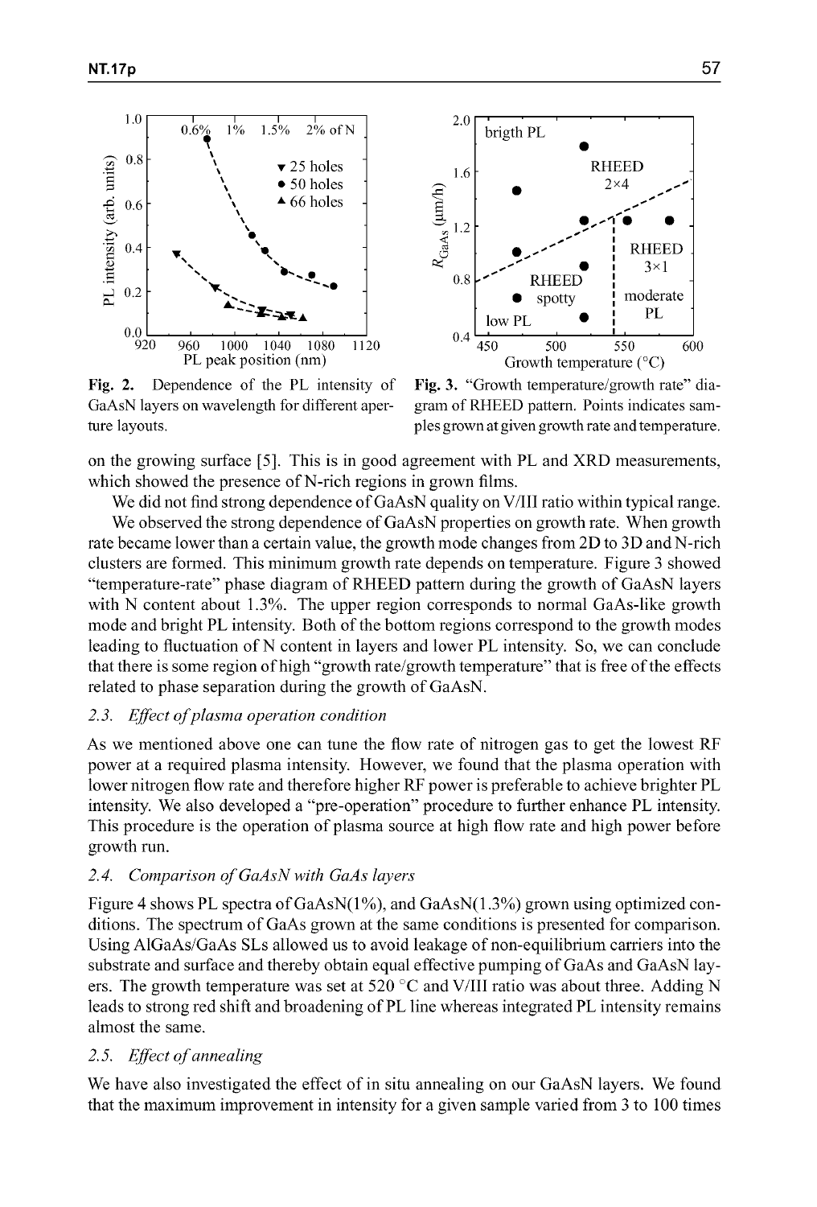Fig. 2. Dependence of the PL intensity of GaAsN layers on wavelength for different aperture layouts.

Fig. 3. "Growth temperature/growth rate" diagram of RHEED pattern. Points indicates samples grown at given growth rate and temperature.

on the growing surface [5]. This is in good agreement with PL and XRD measurements, which showed the presence of N-rich regions in grown films.

We did not find strong dependence of GaAsN quality on V/III ratio within typical range.

We observed the strong dependence of GaAsN properties on growth rate. When growth rate became lower than a certain value, the growth mode changes from 2D to 3D and N-rich clusters are formed. This minimum growth rate depends on temperature. Figure 3 showed "temperature-rate" phase diagram of RHEED pattern during the growth of GaAsN layers with N content about 1.3%. The upper region corresponds to normal GaAs-like growth mode and bright PL intensity. Both of the bottom regions correspond to the growth modes leading to fluctuation of N content in layers and lower PL intensity. So, we can conclude that there is some region of high "growth rate/growth temperature" that is free of the effects related to phase separation during the growth of GaAsN.

### 2.3. *Effect of plasma operation condition*

As we mentioned above one can tune the flow rate of nitrogen gas to get the lowest RF power at a required plasma intensity. However, we found that the plasma operation with lower nitrogen flow rate and therefore higher RF power is preferable to achieve brighter PL intensity. We also developed a "pre-operation" procedure to further enhance PL intensity. This procedure is the operation of plasma source at high flow rate and high power before growth run.

### 2.4. *Comparison of GaAsN with GaAs layers*

Figure 4 shows PL spectra of GaAsN(1%), and GaAsN(1.3%) grown using optimized conditions. The spectrum of GaAs grown at the same conditions is presented for comparison. Using AlGaAs/GaAs SLs allowed us to avoid leakage of non-equilibrium carriers into the substrate and surface and thereby obtain equal effective pumping of GaAs and GaAsN layers. The growth temperature was set at 520 °C and V/III ratio was about three. Adding N leads to strong red shift and broadening of PL line whereas integrated PL intensity remains almost the same.

### 2.5. *Effect of annealing*

We have also investigated the effect of in situ annealing on our GaAsN layers. We found that the maximum improvement in intensity for a given sample varied from 3 to 100 times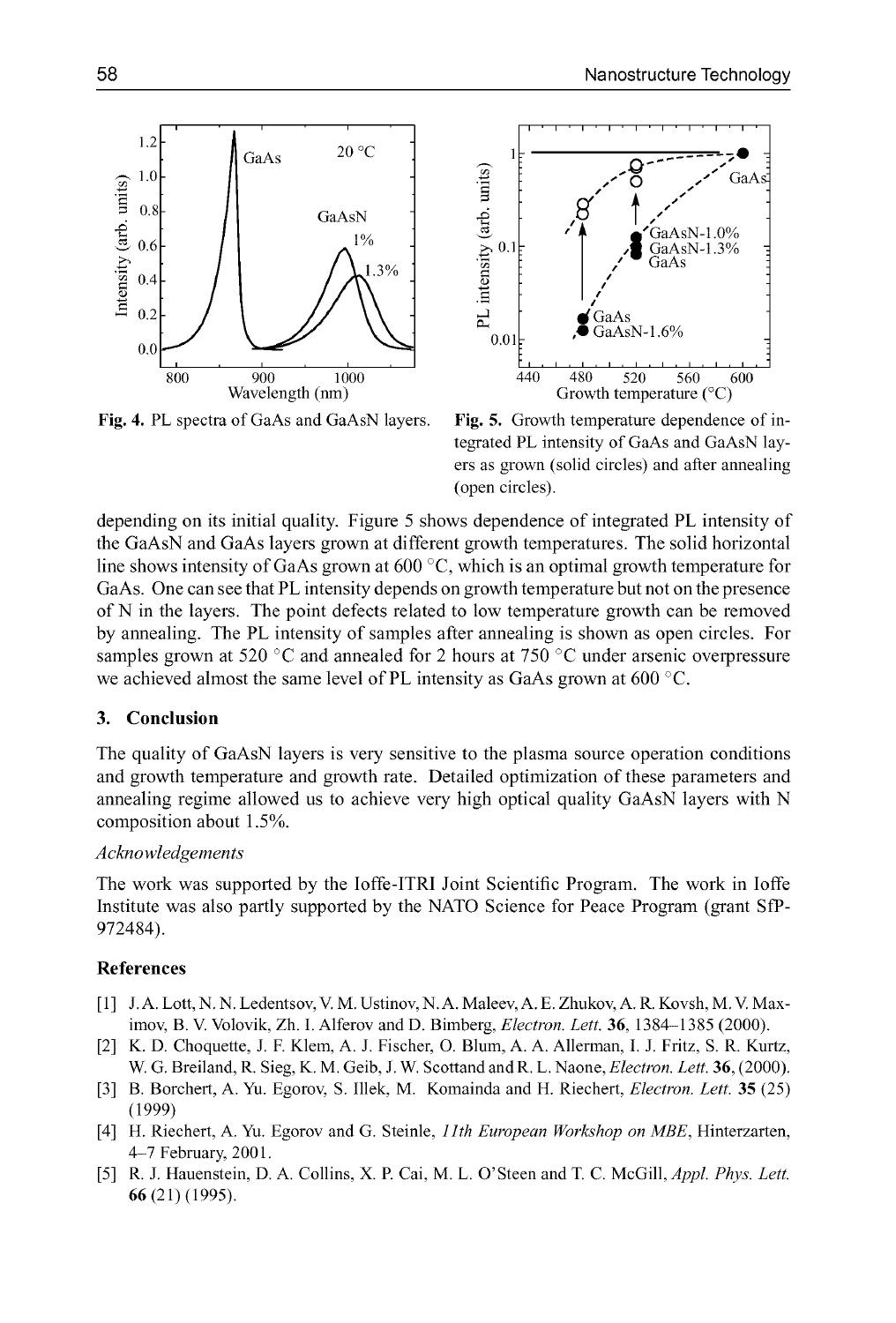1.2
1.0
0.8
0.6
0.4
0.2
0.0
Intensity (arb. units)
GaAs
20 °C
GaAsN
1%
1.3%
800
900
1000
Wavelength (nm)

**Fig. 4.** PL spectra of GaAs and GaAsN layers.

1
0.1
0.01
PL intensity (arb. units)
GaAs
GaAsN-1.0%
GaAsN-1.3%
GaAs
GaAs
GaAsN-1.6%
440
480
520
560
600
Growth temperature (°C)

**Fig. 5.** Growth temperature dependence of integrated PL intensity of GaAs and GaAsN layers as grown (solid circles) and after annealing (open circles).

depending on its initial quality. Figure 5 shows dependence of integrated PL intensity of the GaAsN and GaAs layers grown at different growth temperatures. The solid horizontal line shows intensity of GaAs grown at 600 °C, which is an optimal growth temperature for GaAs. One can see that PL intensity depends on growth temperature but not on the presence of N in the layers. The point defects related to low temperature growth can be removed by annealing. The PL intensity of samples after annealing is shown as open circles. For samples grown at 520 °C and annealed for 2 hours at 750 °C under arsenic overpressure we achieved almost the same level of PL intensity as GaAs grown at 600 °C.

## 3. Conclusion

The quality of GaAsN layers is very sensitive to the plasma source operation conditions and growth temperature and growth rate. Detailed optimization of these parameters and annealing regime allowed us to achieve very high optical quality GaAsN layers with N composition about 1.5%.

### *Acknowledgements*

The work was supported by the Ioffe-ITRI Joint Scientific Program. The work in Ioffe Institute was also partly supported by the NATO Science for Peace Program (grant SfP-972484).

## References

[1] J. A. Lott, N. N. Ledentsov, V. M. Ustinov, N. A. Maleev, A. E. Zhukov, A. R. Kovsh, M. V. Maximov, B. V. Volovik, Zh. I. Alferov and D. Bimberg, *Electron. Lett.* **36**, 1384–1385 (2000).

[2] K. D. Choquette, J. F. Klem, A. J. Fischer, O. Blum, A. A. Allerman, I. J. Fritz, S. R. Kurtz, W. G. Breiland, R. Sieg, K. M. Geib, J. W. Scottand and R. L. Naone, *Electron. Lett.* **36**, (2000).

[3] B. Borchert, A. Yu. Egorov, S. Illek, M. Komainda and H. Riechert, *Electron. Lett.* **35** (25) (1999)

[4] H. Riechert, A. Yu. Egorov and G. Steinle, *11th European Workshop on MBE*, Hinterzarten, 4–7 February, 2001.

[5] R. J. Hauenstein, D. A. Collins, X. P. Cai, M. L. O'Steen and T. C. McGill, *Appl. Phys. Lett.* **66** (21) (1995).